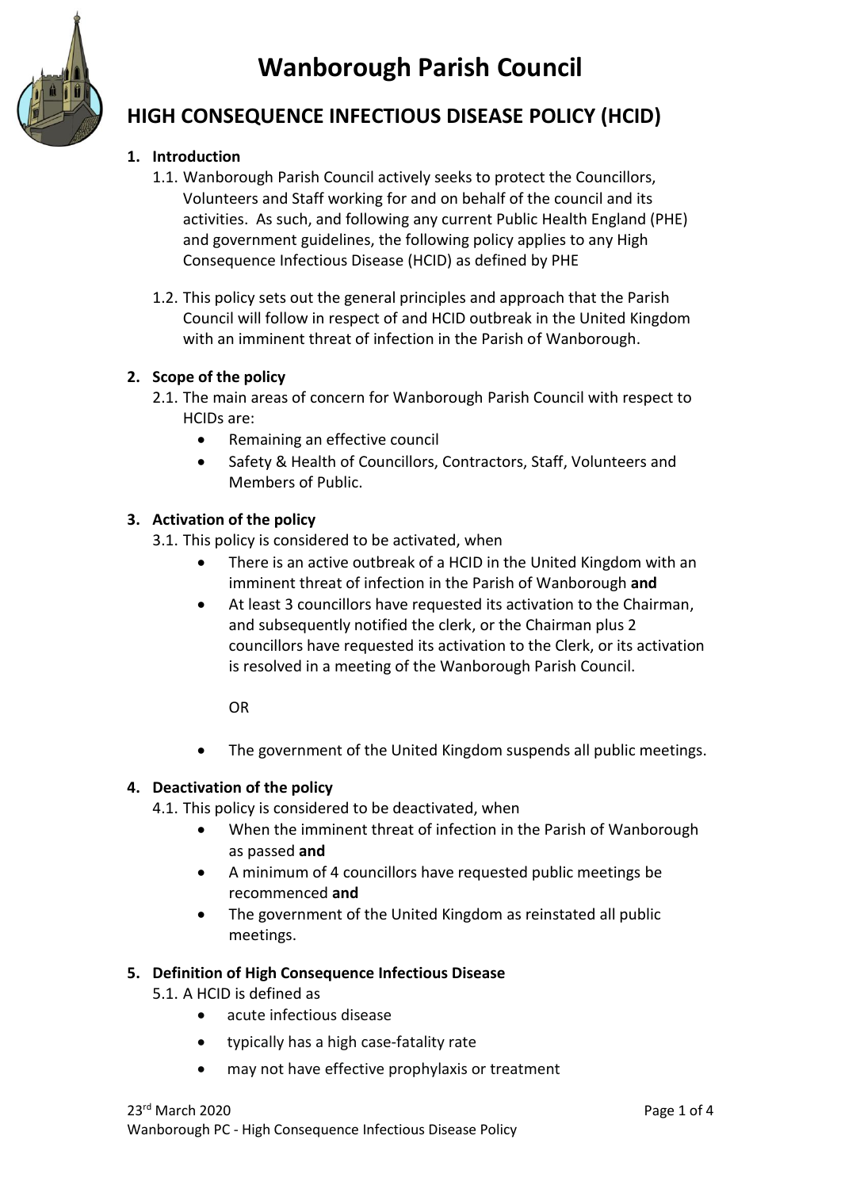# Wanborough Parish Council

## HIGH CONSEQUENCE INFECTIOUS DISEASE POLICY (HCID)

1. **Introduction**
   1.1. Wanborough Parish Council actively seeks to protect the Councillors, Volunteers and Staff working for and on behalf of the council and its activities. As such, and following any current Public Health England (PHE) and government guidelines, the following policy applies to any High Consequence Infectious Disease (HCID) as defined by PHE

   1.2. This policy sets out the general principles and approach that the Parish Council will follow in respect of and HCID outbreak in the United Kingdom with an imminent threat of infection in the Parish of Wanborough.

2. **Scope of the policy**
   2.1. The main areas of concern for Wanborough Parish Council with respect to HCIDs are:
   - Remaining an effective council
   - Safety & Health of Councillors, Contractors, Staff, Volunteers and Members of Public.

3. **Activation of the policy**
   3.1. This policy is considered to be activated, when
   - There is an active outbreak of a HCID in the United Kingdom with an imminent threat of infection in the Parish of Wanborough **and**
   - At least 3 councillors have requested its activation to the Chairman, and subsequently notified the clerk, or the Chairman plus 2 councillors have requested its activation to the Clerk, or its activation is resolved in a meeting of the Wanborough Parish Council.

     OR

   - The government of the United Kingdom suspends all public meetings.

4. **Deactivation of the policy**
   4.1. This policy is considered to be deactivated, when
   - When the imminent threat of infection in the Parish of Wanborough as passed **and**
   - A minimum of 4 councillors have requested public meetings be recommenced **and**
   - The government of the United Kingdom as reinstated all public meetings.

5. **Definition of High Consequence Infectious Disease**
   5.1. A HCID is defined as
   - acute infectious disease
   - typically has a high case-fatality rate
   - may not have effective prophylaxis or treatment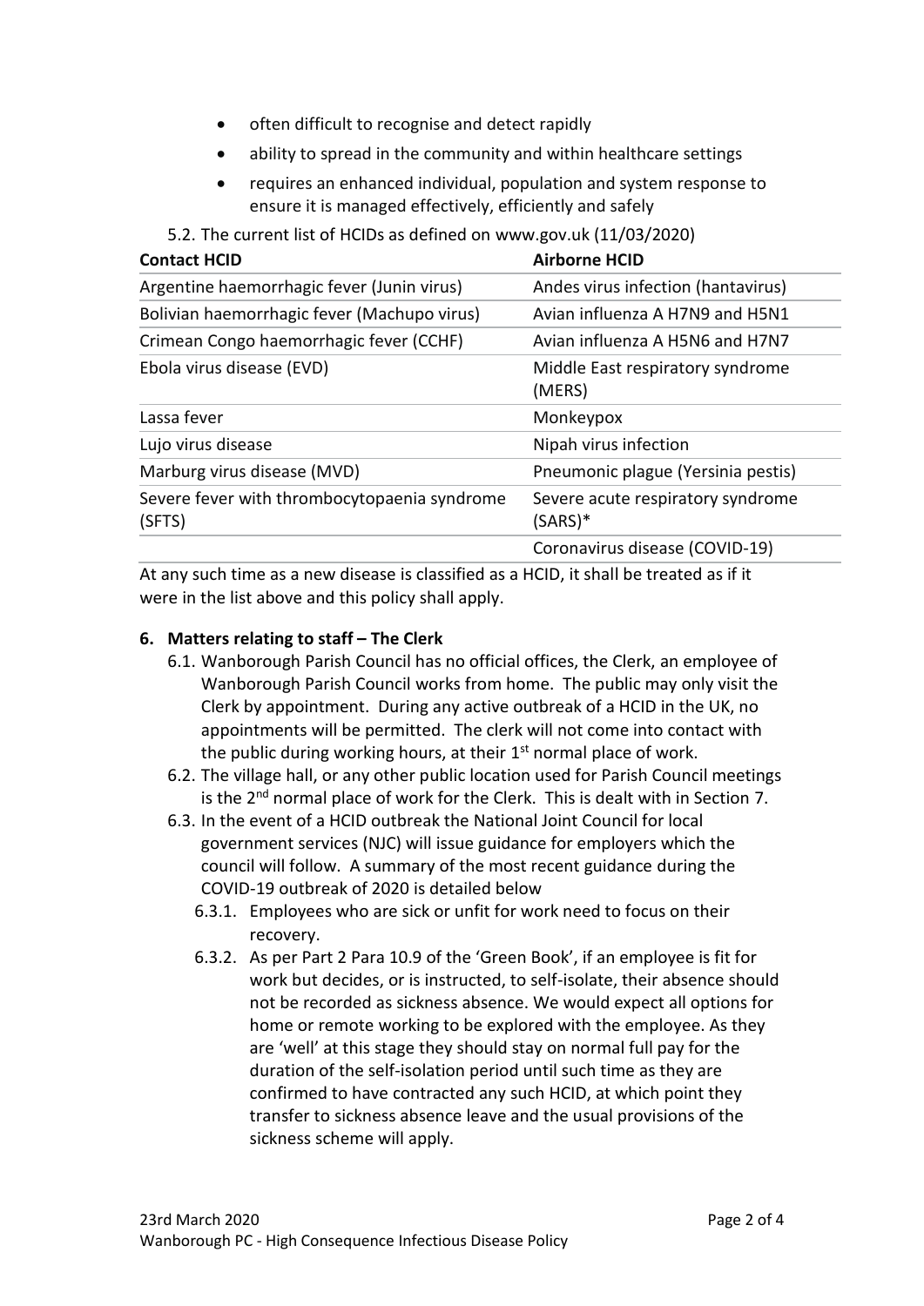- often difficult to recognise and detect rapidly
- ability to spread in the community and within healthcare settings
- requires an enhanced individual, population and system response to ensure it is managed effectively, efficiently and safely

5.2. The current list of HCIDs as defined on www.gov.uk (11/03/2020)

| Contact HCID | Airborne HCID |
|---|---|
| Argentine haemorrhagic fever (Junin virus) | Andes virus infection (hantavirus) |
| Bolivian haemorrhagic fever (Machupo virus) | Avian influenza A H7N9 and H5N1 |
| Crimean Congo haemorrhagic fever (CCHF) | Avian influenza A H5N6 and H7N7 |
| Ebola virus disease (EVD) | Middle East respiratory syndrome (MERS) |
| Lassa fever | Monkeypox |
| Lujo virus disease | Nipah virus infection |
| Marburg virus disease (MVD) | Pneumonic plague (Yersinia pestis) |
| Severe fever with thrombocytopaenia syndrome (SFTS) | Severe acute respiratory syndrome (SARS)* |
| | Coronavirus disease (COVID-19) |

At any such time as a new disease is classified as a HCID, it shall be treated as if it were in the list above and this policy shall apply.

## 6. Matters relating to staff – The Clerk

6.1. Wanborough Parish Council has no official offices, the Clerk, an employee of Wanborough Parish Council works from home. The public may only visit the Clerk by appointment. During any active outbreak of a HCID in the UK, no appointments will be permitted. The clerk will not come into contact with the public during working hours, at their 1st normal place of work.

6.2. The village hall, or any other public location used for Parish Council meetings is the 2nd normal place of work for the Clerk. This is dealt with in Section 7.

6.3. In the event of a HCID outbreak the National Joint Council for local government services (NJC) will issue guidance for employers which the council will follow. A summary of the most recent guidance during the COVID-19 outbreak of 2020 is detailed below

6.3.1. Employees who are sick or unfit for work need to focus on their recovery.

6.3.2. As per Part 2 Para 10.9 of the 'Green Book', if an employee is fit for work but decides, or is instructed, to self-isolate, their absence should not be recorded as sickness absence. We would expect all options for home or remote working to be explored with the employee. As they are 'well' at this stage they should stay on normal full pay for the duration of the self-isolation period until such time as they are confirmed to have contracted any such HCID, at which point they transfer to sickness absence leave and the usual provisions of the sickness scheme will apply.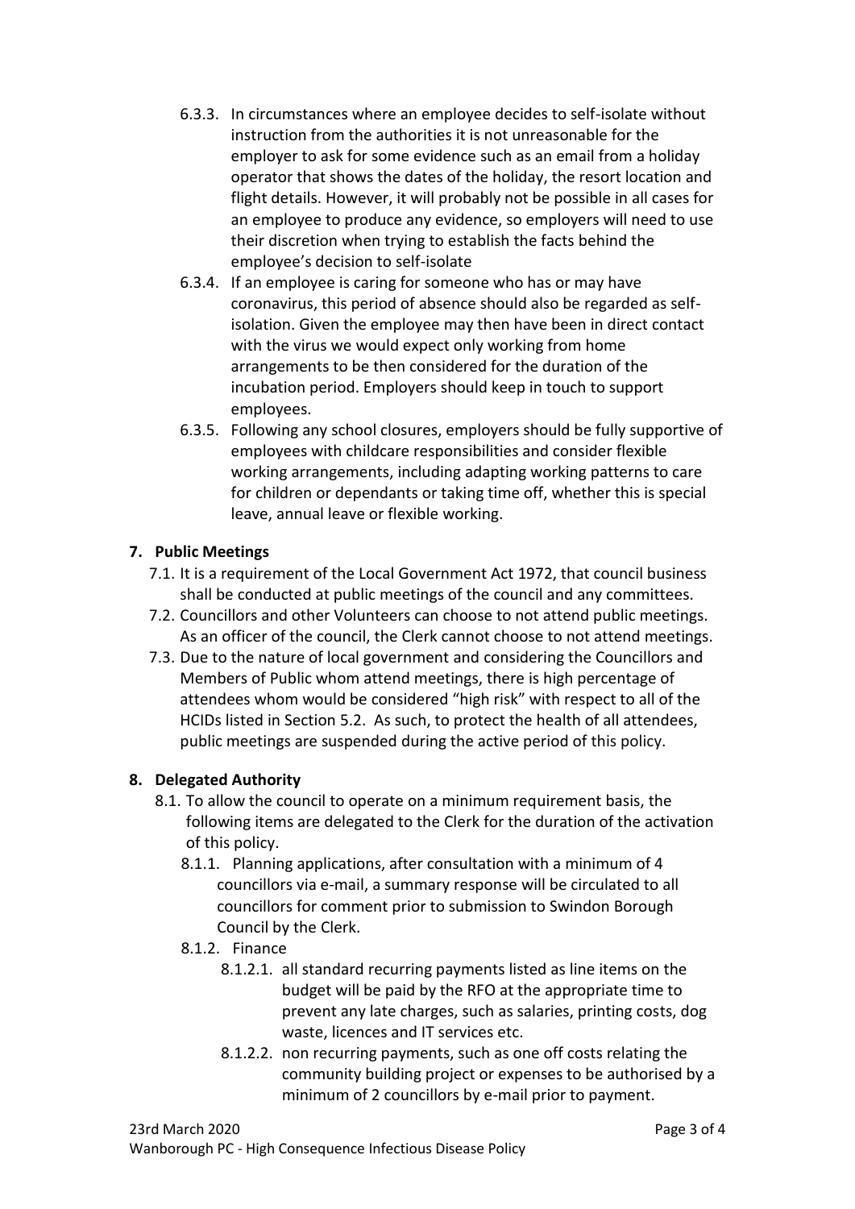6.3.3. In circumstances where an employee decides to self-isolate without instruction from the authorities it is not unreasonable for the employer to ask for some evidence such as an email from a holiday operator that shows the dates of the holiday, the resort location and flight details. However, it will probably not be possible in all cases for an employee to produce any evidence, so employers will need to use their discretion when trying to establish the facts behind the employee's decision to self-isolate

6.3.4. If an employee is caring for someone who has or may have coronavirus, this period of absence should also be regarded as self-isolation. Given the employee may then have been in direct contact with the virus we would expect only working from home arrangements to be then considered for the duration of the incubation period. Employers should keep in touch to support employees.

6.3.5. Following any school closures, employers should be fully supportive of employees with childcare responsibilities and consider flexible working arrangements, including adapting working patterns to care for children or dependants or taking time off, whether this is special leave, annual leave or flexible working.

## 7. Public Meetings

7.1. It is a requirement of the Local Government Act 1972, that council business shall be conducted at public meetings of the council and any committees.

7.2. Councillors and other Volunteers can choose to not attend public meetings. As an officer of the council, the Clerk cannot choose to not attend meetings.

7.3. Due to the nature of local government and considering the Councillors and Members of Public whom attend meetings, there is high percentage of attendees whom would be considered "high risk" with respect to all of the HCIDs listed in Section 5.2. As such, to protect the health of all attendees, public meetings are suspended during the active period of this policy.

## 8. Delegated Authority

8.1. To allow the council to operate on a minimum requirement basis, the following items are delegated to the Clerk for the duration of the activation of this policy.

8.1.1. Planning applications, after consultation with a minimum of 4 councillors via e-mail, a summary response will be circulated to all councillors for comment prior to submission to Swindon Borough Council by the Clerk.

8.1.2. Finance

8.1.2.1. all standard recurring payments listed as line items on the budget will be paid by the RFO at the appropriate time to prevent any late charges, such as salaries, printing costs, dog waste, licences and IT services etc.

8.1.2.2. non recurring payments, such as one off costs relating the community building project or expenses to be authorised by a minimum of 2 councillors by e-mail prior to payment.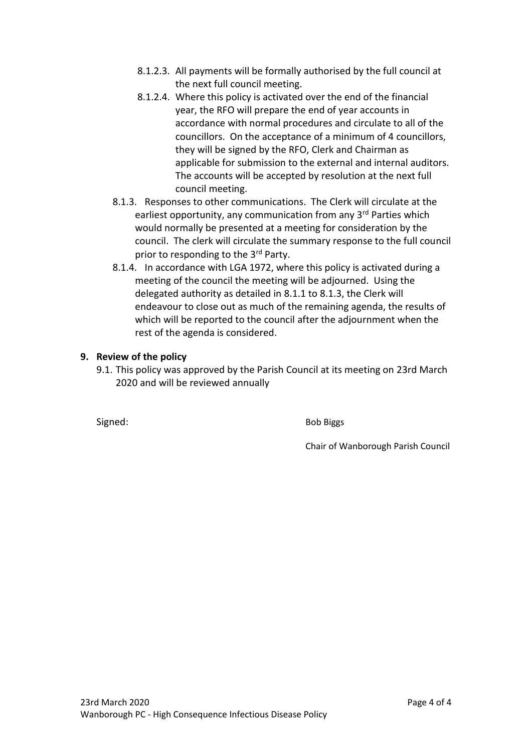- 8.1.2.3. All payments will be formally authorised by the full council at the next full council meeting.
   - 8.1.2.4. Where this policy is activated over the end of the financial year, the RFO will prepare the end of year accounts in accordance with normal procedures and circulate to all of the councillors. On the acceptance of a minimum of 4 councillors, they will be signed by the RFO, Clerk and Chairman as applicable for submission to the external and internal auditors. The accounts will be accepted by resolution at the next full council meeting.
- 8.1.3. Responses to other communications. The Clerk will circulate at the earliest opportunity, any communication from any 3rd Parties which would normally be presented at a meeting for consideration by the council. The clerk will circulate the summary response to the full council prior to responding to the 3rd Party.
- 8.1.4. In accordance with LGA 1972, where this policy is activated during a meeting of the council the meeting will be adjourned. Using the delegated authority as detailed in 8.1.1 to 8.1.3, the Clerk will endeavour to close out as much of the remaining agenda, the results of which will be reported to the council after the adjournment when the rest of the agenda is considered.

## 9. Review of the policy

9.1. This policy was approved by the Parish Council at its meeting on 23rd March 2020 and will be reviewed annually

Signed: Bob Biggs

Chair of Wanborough Parish Council